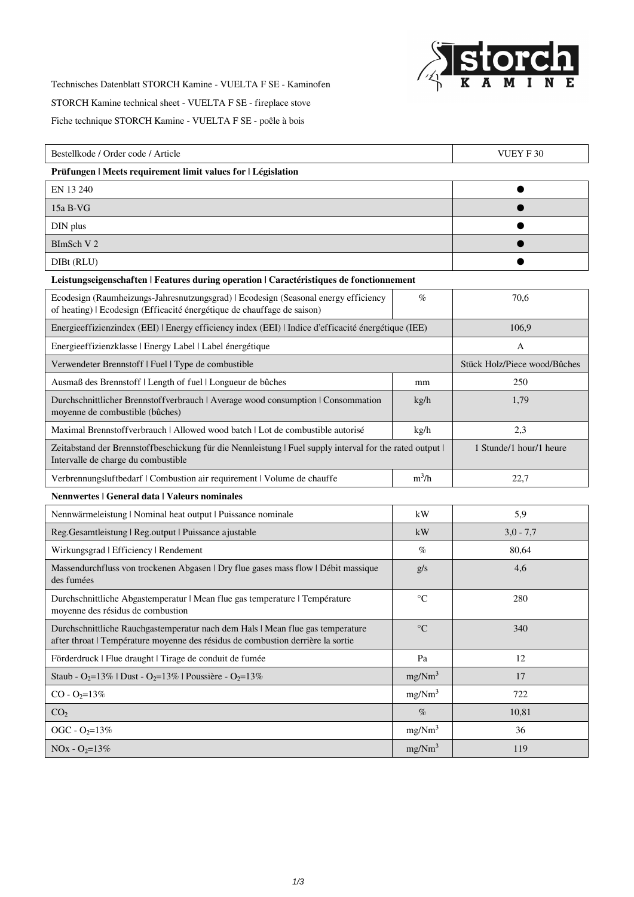Technisches Datenblatt STORCH Kamine - VUELTA F SE - Kaminofen

STORCH Kamine technical sheet - VUELTA F SE - fireplace stove

Fiche technique STORCH Kamine - VUELTA F SE - poêle à bois

| Bestellkode / Order code / Article | | VUEY F 30 |
|---|---|---|
| **Prüfungen \| Meets requirement limit values for \| Législation** | | |
| EN 13 240 | | ● |
| 15a B-VG | | ● |
| DIN plus | | ● |
| BImSch V 2 | | ● |
| DIBt (RLU) | | ● |
| **Leistungseigenschaften \| Features during operation \| Caractéristiques de fonctionnement** | | |
| Ecodesign (Raumheizungs-Jahresnutzungsgrad) \| Ecodesign (Seasonal energy efficiency of heating) \| Ecodesign (Efficacité énergétique de chauffage de saison) | % | 70,6 |
| Energieeffizienzindex (EEI) \| Energy efficiency index (EEI) \| Indice d'efficacité énergétique (IEE) | | 106,9 |
| Energieeffizienzklasse \| Energy Label \| Label énergétique | | A |
| Verwendeter Brennstoff \| Fuel \| Type de combustible | | Stück Holz/Piece wood/Bûches |
| Ausmaß des Brennstoff \| Length of fuel \| Longueur de bûches | mm | 250 |
| Durchschnittlicher Brennstoffverbrauch \| Average wood consumption \| Consommation moyenne de combustible (bûches) | kg/h | 1,79 |
| Maximal Brennstoffverbrauch \| Allowed wood batch \| Lot de combustible autorisé | kg/h | 2,3 |
| Zeitabstand der Brennstoffbeschickung für die Nennleistung \| Fuel supply interval for the rated output \| Intervalle de charge du combustible | | 1 Stunde/1 hour/1 heure |
| Verbrennungsluftbedarf \| Combustion air requirement \| Volume de chauffe | $m^3/h$ | 22,7 |
| **Nennwertes \| General data \| Valeurs nominales** | | |
| Nennwärmeleistung \| Nominal heat output \| Puissance nominale | kW | 5,9 |
| Reg.Gesamtleistung \| Reg.output \| Puissance ajustable | kW | 3,0 - 7,7 |
| Wirkungsgrad \| Efficiency \| Rendement | % | 80,64 |
| Massendurchfluss von trockenen Abgasen \| Dry flue gases mass flow \| Débit massique des fumées | g/s | 4,6 |
| Durchschnittliche Abgastemperatur \| Mean flue gas temperature \| Température moyenne des résidus de combustion | °C | 280 |
| Durchschnittliche Rauchgastemperatur nach dem Hals \| Mean flue gas temperature after throat \| Température moyenne des résidus de combustion derrière la sortie | °C | 340 |
| Förderdruck \| Flue draught \| Tirage de conduit de fumée | Pa | 12 |
| Staub - $O_2$=13% \| Dust - $O_2$=13% \| Poussière - $O_2$=13% | $mg/Nm^3$ | 17 |
| CO - $O_2$=13% | $mg/Nm^3$ | 722 |
| $CO_2$ | % | 10,81 |
| OGC - $O_2$=13% | $mg/Nm^3$ | 36 |
| NOx - $O_2$=13% | $mg/Nm^3$ | 119 |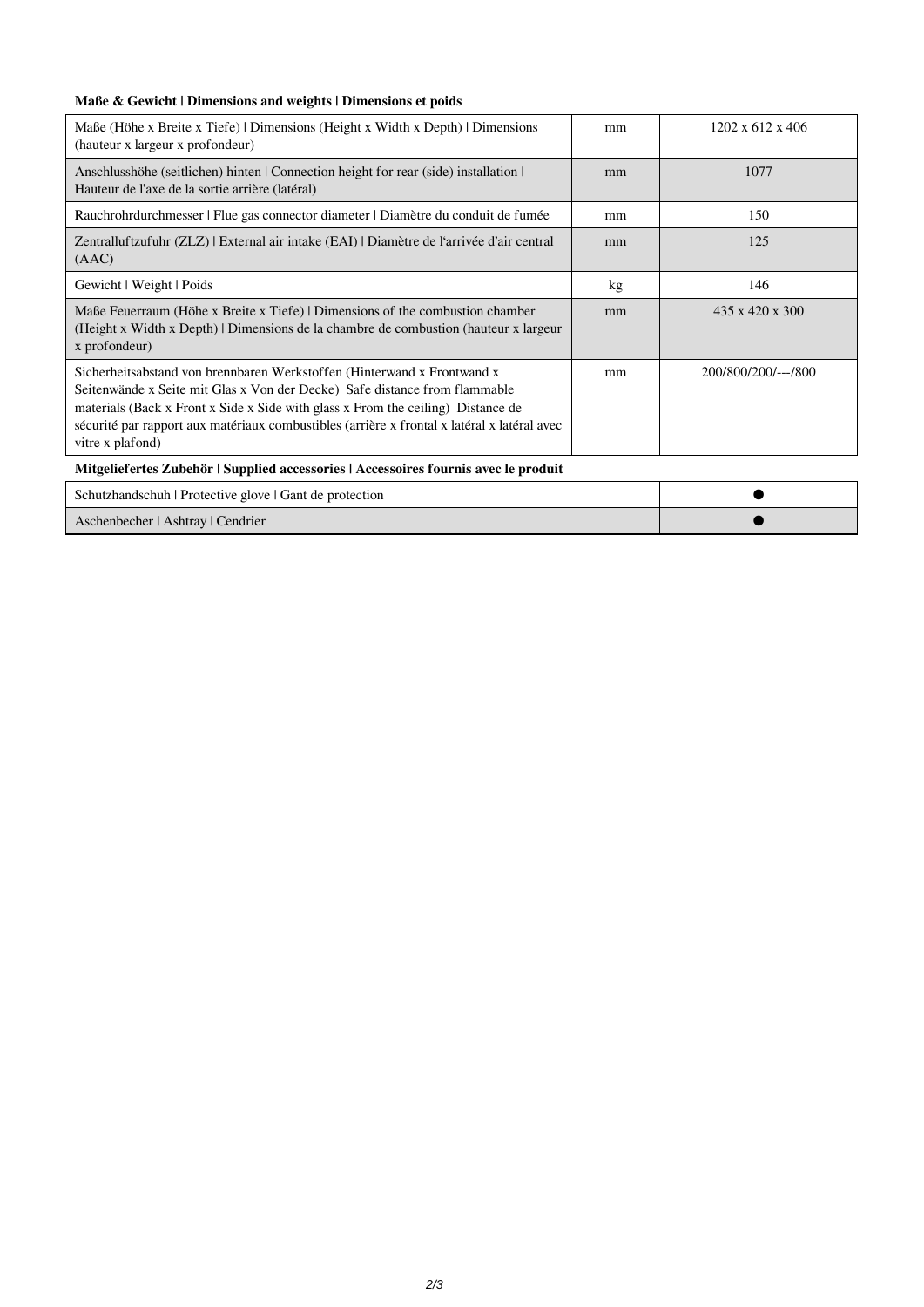**Maße & Gewicht | Dimensions and weights | Dimensions et poids**

| | | |
|---|---|---|
| Maße (Höhe x Breite x Tiefe) \| Dimensions (Height x Width x Depth) \| Dimensions (hauteur x largeur x profondeur) | mm | 1202 x 612 x 406 |
| Anschlusshöhe (seitlichen) hinten \| Connection height for rear (side) installation \| Hauteur de l'axe de la sortie arrière (latéral) | mm | 1077 |
| Rauchrohrdurchmesser \| Flue gas connector diameter \| Diamètre du conduit de fumée | mm | 150 |
| Zentralluftzufuhr (ZLZ) \| External air intake (EAI) \| Diamètre de l'arrivée d'air central (AAC) | mm | 125 |
| Gewicht \| Weight \| Poids | kg | 146 |
| Maße Feuerraum (Höhe x Breite x Tiefe) \| Dimensions of the combustion chamber (Height x Width x Depth) \| Dimensions de la chambre de combustion (hauteur x largeur x profondeur) | mm | 435 x 420 x 300 |
| Sicherheitsabstand von brennbaren Werkstoffen (Hinterwand x Frontwand x Seitenwände x Seite mit Glas x Von der Decke)  Safe distance from flammable materials (Back x Front x Side x Side with glass x From the ceiling)  Distance de sécurité par rapport aux matériaux combustibles (arrière x frontal x latéral x latéral avec vitre x plafond) | mm | 200/800/200/---/800 |

**Mitgeliefertes Zubehör | Supplied accessories | Accessoires fournis avec le produit**

| | |
|---|---|
| Schutzhandschuh \| Protective glove \| Gant de protection | ● |
| Aschenbecher \| Ashtray \| Cendrier | ● |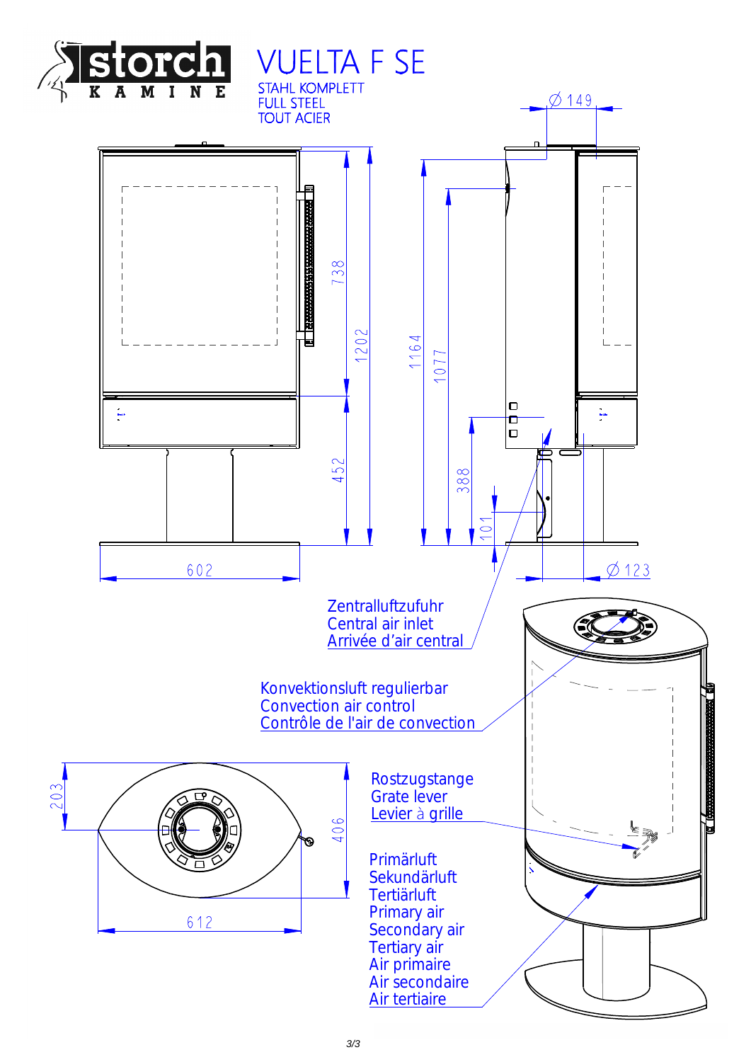storch KAMINE

# VUELTA F SE

STAHL KOMPLETT
FULL STEEL
TOUT ACIER

Ø 149

738

1202

1164

1077

452

388

101

602

Ø 123

Zentralluftzufuhr
Central air inlet
Arrivée d’air central

Konvektionsluft regulierbar
Convection air control
Contrôle de l'air de convection

203

406

612

Rostzugstange
Grate lever
Levier à grille

Primärluft
Sekundärluft
Tertiärluft
Primary air
Secondary air
Tertiary air
Air primaire
Air secondaire
Air tertiaire